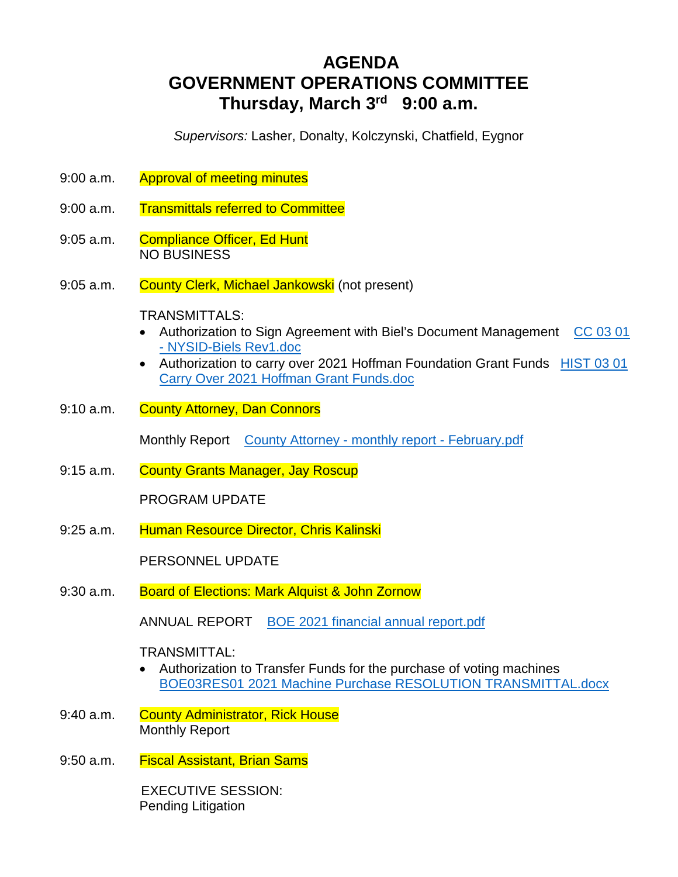# AGENDA
# GOVERNMENT OPERATIONS COMMITTEE
# Thursday, March 3rd 9:00 a.m.

*Supervisors:* Lasher, Donalty, Kolczynski, Chatfield, Eygnor

9:00 a.m. Approval of meeting minutes

9:00 a.m. Transmittals referred to Committee

9:05 a.m. Compliance Officer, Ed Hunt
NO BUSINESS

9:05 a.m. County Clerk, Michael Jankowski (not present)

TRANSMITTALS:

- Authorization to Sign Agreement with Biel's Document Management CC 03 01 - NYSID-Biels Rev1.doc
- Authorization to carry over 2021 Hoffman Foundation Grant Funds HIST 03 01 Carry Over 2021 Hoffman Grant Funds.doc

9:10 a.m. County Attorney, Dan Connors

Monthly Report County Attorney - monthly report - February.pdf

9:15 a.m. County Grants Manager, Jay Roscup

PROGRAM UPDATE

9:25 a.m. Human Resource Director, Chris Kalinski

PERSONNEL UPDATE

9:30 a.m. Board of Elections: Mark Alquist & John Zornow

ANNUAL REPORT BOE 2021 financial annual report.pdf

TRANSMITTAL:

- Authorization to Transfer Funds for the purchase of voting machines BOE03RES01 2021 Machine Purchase RESOLUTION TRANSMITTAL.docx

9:40 a.m. County Administrator, Rick House
Monthly Report

9:50 a.m. Fiscal Assistant, Brian Sams

EXECUTIVE SESSION:
Pending Litigation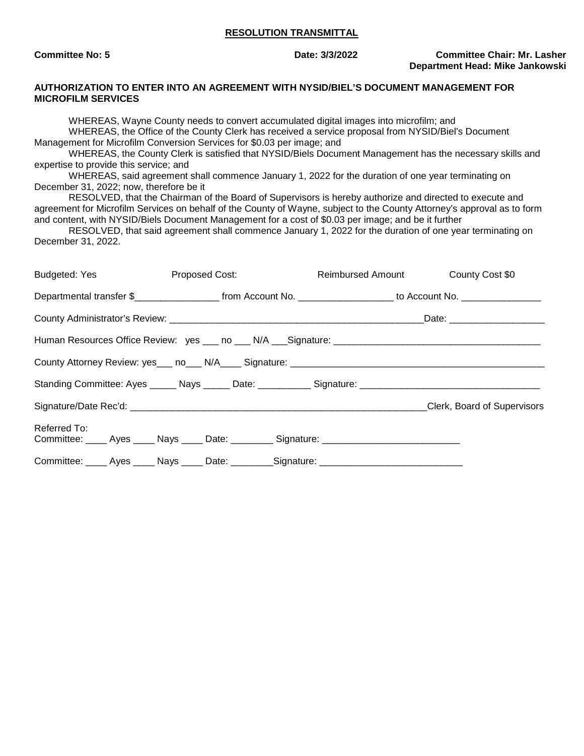**RESOLUTION TRANSMITTAL**

**Committee No: 5** **Date: 3/3/2022** **Committee Chair: Mr. Lasher**
**Department Head: Mike Jankowski**

**AUTHORIZATION TO ENTER INTO AN AGREEMENT WITH NYSID/BIEL'S DOCUMENT MANAGEMENT FOR MICROFILM SERVICES**

WHEREAS, Wayne County needs to convert accumulated digital images into microfilm; and
WHEREAS, the Office of the County Clerk has received a service proposal from NYSID/Biel's Document Management for Microfilm Conversion Services for $0.03 per image; and
WHEREAS, the County Clerk is satisfied that NYSID/Biels Document Management has the necessary skills and expertise to provide this service; and
WHEREAS, said agreement shall commence January 1, 2022 for the duration of one year terminating on December 31, 2022; now, therefore be it
RESOLVED, that the Chairman of the Board of Supervisors is hereby authorize and directed to execute and agreement for Microfilm Services on behalf of the County of Wayne, subject to the County Attorney's approval as to form and content, with NYSID/Biels Document Management for a cost of $0.03 per image; and be it further
RESOLVED, that said agreement shall commence January 1, 2022 for the duration of one year terminating on December 31, 2022.

Budgeted: Yes Proposed Cost: Reimbursed Amount County Cost $0

Departmental transfer $________________ from Account No. __________________ to Account No. _______________

County Administrator's Review: _________________________________________________Date: __________________

Human Resources Office Review: yes ___ no ___ N/A ___Signature: ______________________________________

County Attorney Review: yes___ no___ N/A____ Signature: _______________________________________________

Standing Committee: Ayes _____ Nays _____ Date: __________ Signature: __________________________________

Signature/Date Rec'd: ________________________________________________________Clerk, Board of Supervisors

Referred To:
Committee: ____ Ayes ____ Nays ____ Date: ________ Signature: _________________________

Committee: ____ Ayes ____ Nays ____ Date: ________Signature: __________________________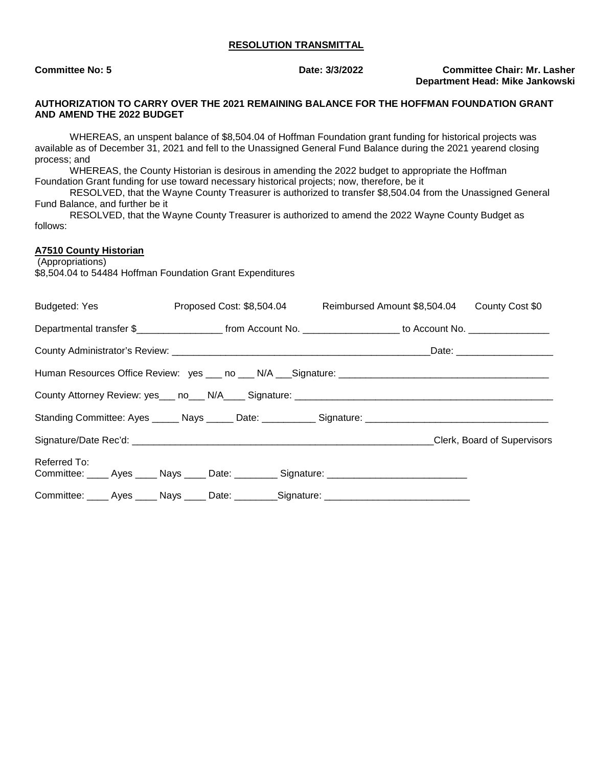**RESOLUTION TRANSMITTAL**

**Committee No: 5** **Date: 3/3/2022** **Committee Chair: Mr. Lasher**
**Department Head: Mike Jankowski**

**AUTHORIZATION TO CARRY OVER THE 2021 REMAINING BALANCE FOR THE HOFFMAN FOUNDATION GRANT AND AMEND THE 2022 BUDGET**

WHEREAS, an unspent balance of $8,504.04 of Hoffman Foundation grant funding for historical projects was available as of December 31, 2021 and fell to the Unassigned General Fund Balance during the 2021 yearend closing process; and

WHEREAS, the County Historian is desirous in amending the 2022 budget to appropriate the Hoffman Foundation Grant funding for use toward necessary historical projects; now, therefore, be it

RESOLVED, that the Wayne County Treasurer is authorized to transfer $8,504.04 from the Unassigned General Fund Balance, and further be it

RESOLVED, that the Wayne County Treasurer is authorized to amend the 2022 Wayne County Budget as follows:

**A7510 County Historian**
(Appropriations)
$8,504.04 to 54484 Hoffman Foundation Grant Expenditures

Budgeted: Yes Proposed Cost: $8,504.04 Reimbursed Amount $8,504.04 County Cost $0

Departmental transfer $________________ from Account No. __________________ to Account No. _______________

County Administrator's Review: __________________________________________________Date: __________________

Human Resources Office Review: yes ___ no ___ N/A ___Signature: _______________________________________

County Attorney Review: yes___ no___ N/A____ Signature: _________________________________________________

Standing Committee: Ayes _____ Nays _____ Date: __________ Signature: __________________________________

Signature/Date Rec'd: __________________________________________________________Clerk, Board of Supervisors

Referred To:
Committee: ____ Ayes ____ Nays ____ Date: ________ Signature: _________________________

Committee: ____ Ayes ____ Nays ____ Date: ________Signature: __________________________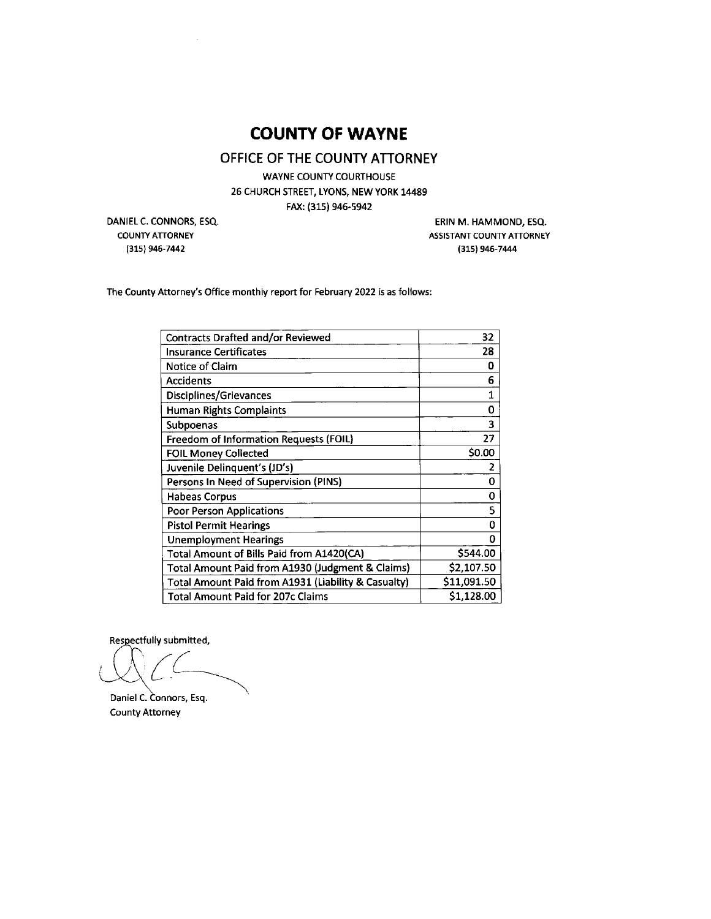# COUNTY OF WAYNE

## OFFICE OF THE COUNTY ATTORNEY

WAYNE COUNTY COURTHOUSE
26 CHURCH STREET, LYONS, NEW YORK 14489
FAX: (315) 946-5942

DANIEL C. CONNORS, ESQ.
COUNTY ATTORNEY
(315) 946-7442

ERIN M. HAMMOND, ESQ.
ASSISTANT COUNTY ATTORNEY
(315) 946-7444

The County Attorney's Office monthly report for February 2022 is as follows:

| | |
|---|---|
| Contracts Drafted and/or Reviewed | 32 |
| Insurance Certificates | 28 |
| Notice of Claim | 0 |
| Accidents | 6 |
| Disciplines/Grievances | 1 |
| Human Rights Complaints | 0 |
| Subpoenas | 3 |
| Freedom of Information Requests (FOIL) | 27 |
| FOIL Money Collected | $0.00 |
| Juvenile Delinquent's (JD's) | 2 |
| Persons In Need of Supervision (PINS) | 0 |
| Habeas Corpus | 0 |
| Poor Person Applications | 5 |
| Pistol Permit Hearings | 0 |
| Unemployment Hearings | 0 |
| Total Amount of Bills Paid from A1420(CA) | $544.00 |
| Total Amount Paid from A1930 (Judgment & Claims) | $2,107.50 |
| Total Amount Paid from A1931 (Liability & Casualty) | $11,091.50 |
| Total Amount Paid for 207c Claims | $1,128.00 |

Respectfully submitted,

Daniel C. Connors, Esq.
County Attorney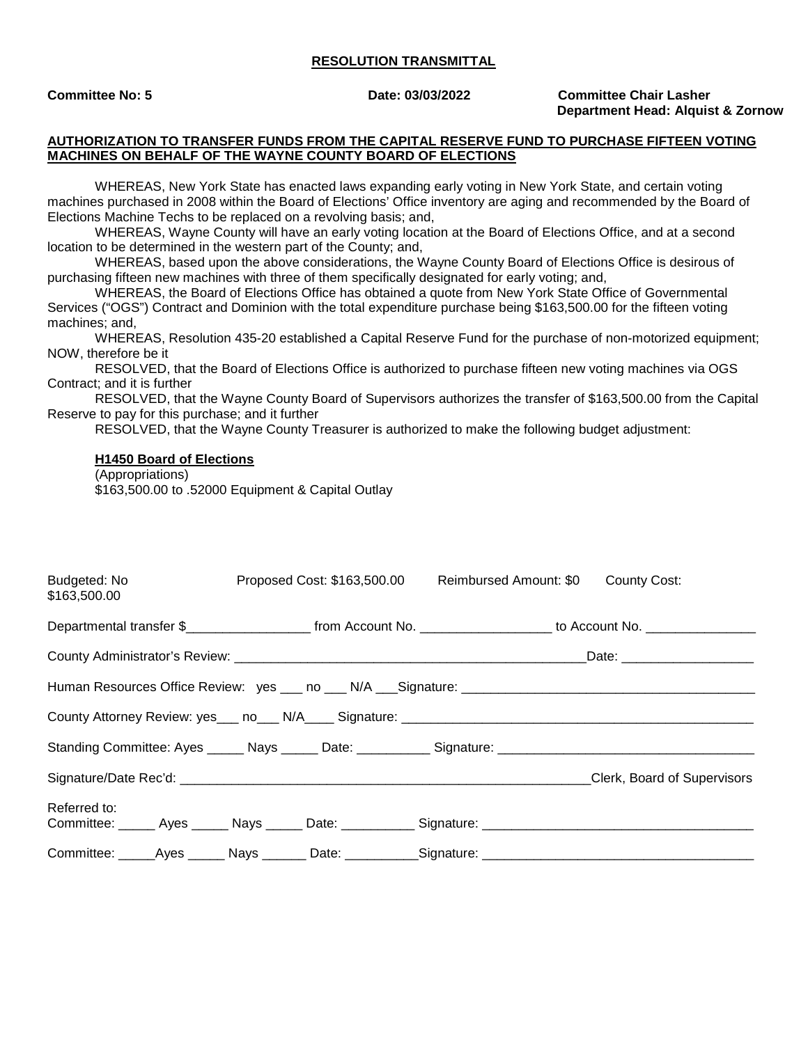## RESOLUTION TRANSMITTAL

**Committee No: 5** **Date: 03/03/2022** **Committee Chair Lasher**
**Department Head: Alquist & Zornow**

**AUTHORIZATION TO TRANSFER FUNDS FROM THE CAPITAL RESERVE FUND TO PURCHASE FIFTEEN VOTING MACHINES ON BEHALF OF THE WAYNE COUNTY BOARD OF ELECTIONS**

WHEREAS, New York State has enacted laws expanding early voting in New York State, and certain voting machines purchased in 2008 within the Board of Elections' Office inventory are aging and recommended by the Board of Elections Machine Techs to be replaced on a revolving basis; and,

WHEREAS, Wayne County will have an early voting location at the Board of Elections Office, and at a second location to be determined in the western part of the County; and,

WHEREAS, based upon the above considerations, the Wayne County Board of Elections Office is desirous of purchasing fifteen new machines with three of them specifically designated for early voting; and,

WHEREAS, the Board of Elections Office has obtained a quote from New York State Office of Governmental Services ("OGS") Contract and Dominion with the total expenditure purchase being $163,500.00 for the fifteen voting machines; and,

WHEREAS, Resolution 435-20 established a Capital Reserve Fund for the purchase of non-motorized equipment; NOW, therefore be it

RESOLVED, that the Board of Elections Office is authorized to purchase fifteen new voting machines via OGS Contract; and it is further

RESOLVED, that the Wayne County Board of Supervisors authorizes the transfer of $163,500.00 from the Capital Reserve to pay for this purchase; and it further

RESOLVED, that the Wayne County Treasurer is authorized to make the following budget adjustment:

**H1450 Board of Elections**
(Appropriations)
$163,500.00 to .52000 Equipment & Capital Outlay

Budgeted: No Proposed Cost: $163,500.00 Reimbursed Amount: $0 County Cost: $163,500.00

Departmental transfer $_________________ from Account No. _________________ to Account No. _______________

County Administrator's Review: _________________________________________________Date: __________________

Human Resources Office Review: yes ___ no ___ N/A ___Signature: ________________________________________

County Attorney Review: yes___ no___ N/A____ Signature: _________________________________________________

Standing Committee: Ayes _____ Nays _____ Date: __________ Signature: ___________________________________

Signature/Date Rec'd: _________________________________________________________Clerk, Board of Supervisors

Referred to:
Committee: _____ Ayes _____ Nays _____ Date: __________ Signature: ____________________________________

Committee: _____Ayes _____ Nays ______ Date: __________Signature: ____________________________________